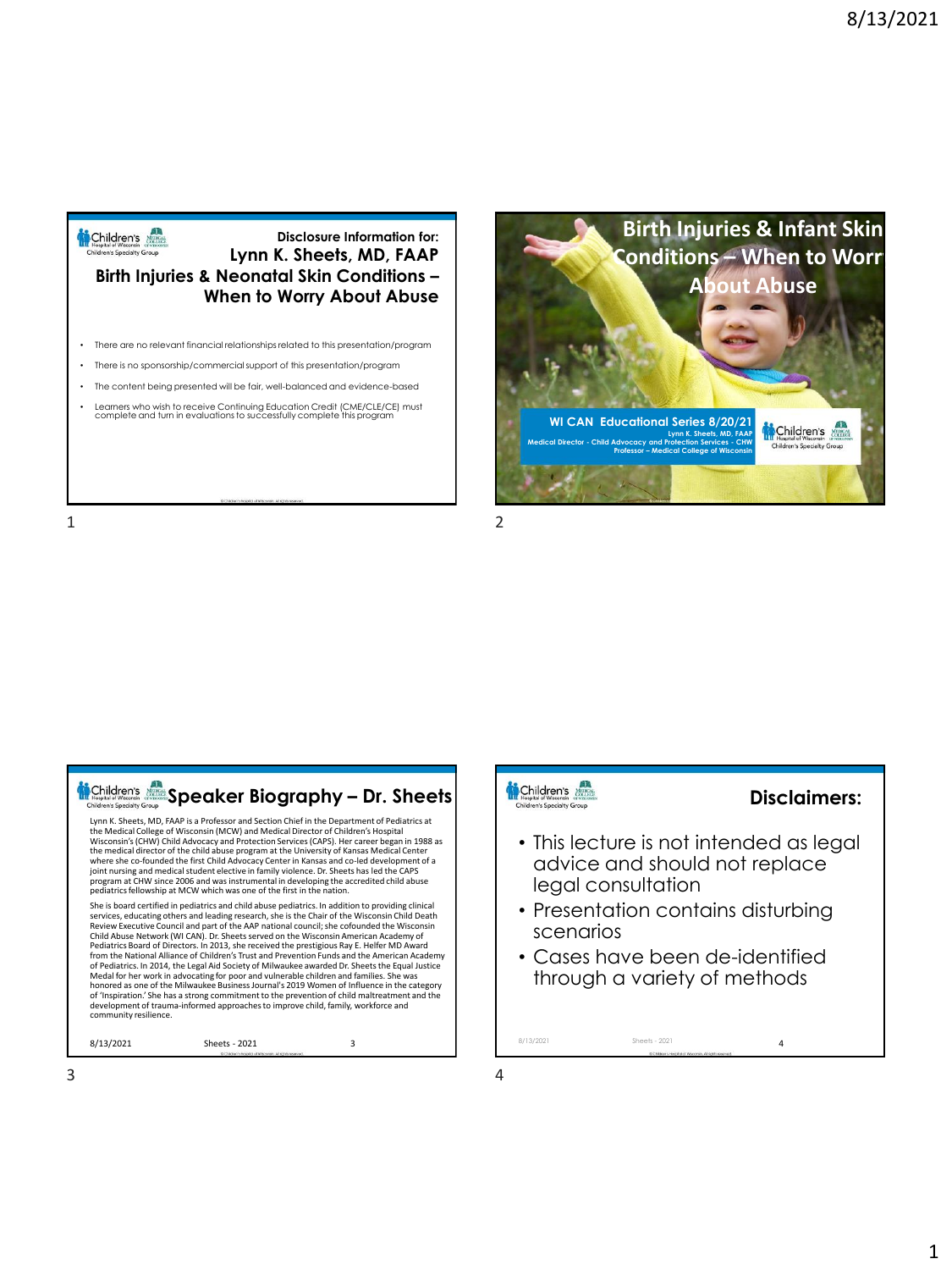## Slide 1

### Disclosure Information for: Lynn K. Sheets, MD, FAAP

### Birth Injuries & Neonatal Skin Conditions – When to Worry About Abuse

- There are no relevant financial relationships related to this presentation/program
- There is no sponsorship/commercial support of this presentation/program
- The content being presented will be fair, well-balanced and evidence-based
- Learners who wish to receive Continuing Education Credit (CME/CLE/CE) must complete and turn in evaluations to successfully complete this program

## Slide 2

# Birth Injuries & Infant Skin Conditions – When to Worry About Abuse

**WI CAN Educational Series 8/20/21**

Lynn K. Sheets, MD, FAAP

Medical Director - Child Advocacy and Protection Services - CHW

Professor – Medical College of Wisconsin

## Slide 3

### Speaker Biography – Dr. Sheets

Lynn K. Sheets, MD, FAAP is a Professor and Section Chief in the Department of Pediatrics at the Medical College of Wisconsin (MCW) and Medical Director of Children's Hospital Wisconsin's (CHW) Child Advocacy and Protection Services (CAPS). Her career began in 1988 as the medical director of the child abuse program at the University of Kansas Medical Center where she co-founded the first Child Advocacy Center in Kansas and co-led development of a joint nursing and medical student elective in family violence. Dr. Sheets has led the CAPS program at CHW since 2006 and was instrumental in developing the accredited child abuse pediatrics fellowship at MCW which was one of the first in the nation.

She is board certified in pediatrics and child abuse pediatrics. In addition to providing clinical services, educating others and leading research, she is the Chair of the Wisconsin Child Death Review Executive Council and part of the AAP national council; she cofounded the Wisconsin Child Abuse Network (WI CAN). Dr. Sheets served on the Wisconsin American Academy of Pediatrics Board of Directors. In 2013, she received the prestigious Ray E. Helfer MD Award from the National Alliance of Children's Trust and Prevention Funds and the American Academy of Pediatrics. In 2014, the Legal Aid Society of Milwaukee awarded Dr. Sheets the Equal Justice Medal for her work in advocating for poor and vulnerable children and families. She was honored as one of the Milwaukee Business Journal's 2019 Women of Influence in the category of 'Inspiration.' She has a strong commitment to the prevention of child maltreatment and the development of trauma-informed approaches to improve child, family, workforce and community resilience.

## Slide 4

### Disclaimers:

- This lecture is not intended as legal advice and should not replace legal consultation
- Presentation contains disturbing scenarios
- Cases have been de-identified through a variety of methods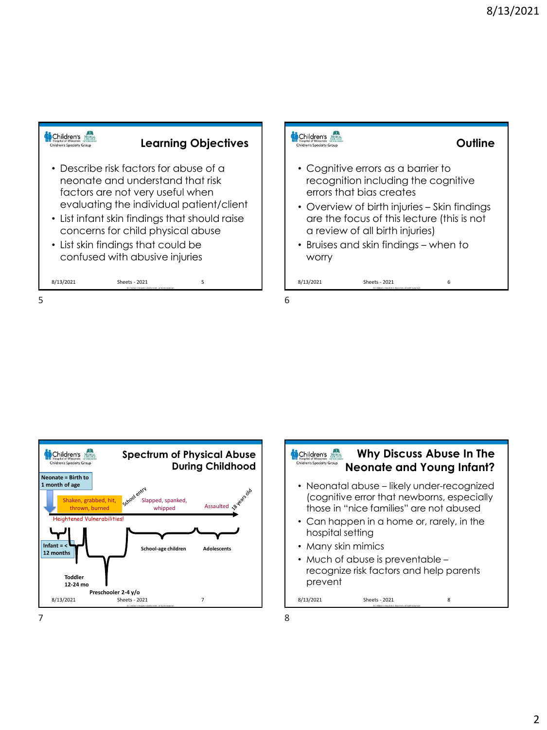## Learning Objectives

- Describe risk factors for abuse of a neonate and understand that risk factors are not very useful when evaluating the individual patient/client
- List infant skin findings that should raise concerns for child physical abuse
- List skin findings that could be confused with abusive injuries

## Outline

- Cognitive errors as a barrier to recognition including the cognitive errors that bias creates
- Overview of birth injuries – Skin findings are the focus of this lecture (this is not a review of all birth injuries)
- Bruises and skin findings – when to worry

## Spectrum of Physical Abuse During Childhood

Neonate = Birth to 1 month of age

Shaken, grabbed, hit, thrown, burned

School entry

Slapped, spanked, whipped

Assaulted

18 years old

Heightened Vulnerabilities!

Infant = < 12 months

Toddler 12-24 mo

Preschooler 2-4 y/o

School-age children

Adolescents

## Why Discuss Abuse In The Neonate and Young Infant?

- Neonatal abuse – likely under-recognized (cognitive error that newborns, especially those in "nice families" are not abused
- Can happen in a home or, rarely, in the hospital setting
- Many skin mimics
- Much of abuse is preventable – recognize risk factors and help parents prevent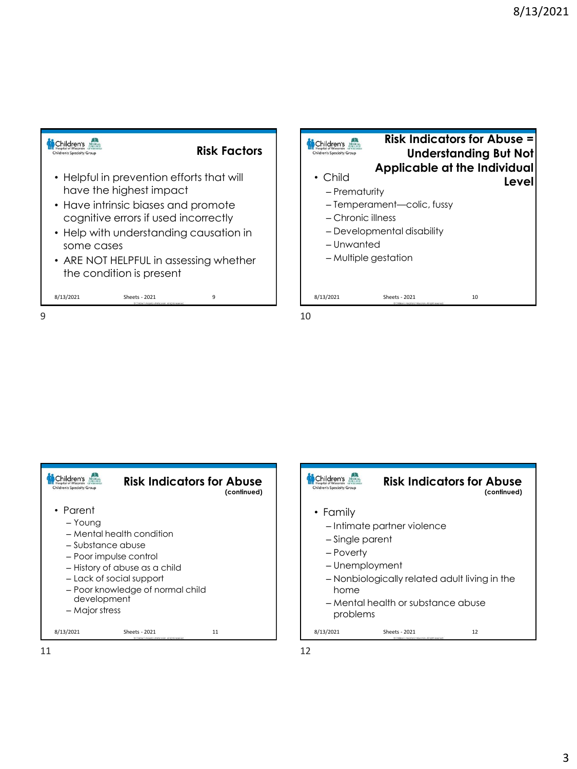## Risk Factors

- Helpful in prevention efforts that will have the highest impact
- Have intrinsic biases and promote cognitive errors if used incorrectly
- Help with understanding causation in some cases
- ARE NOT HELPFUL in assessing whether the condition is present

## Risk Indicators for Abuse = Understanding But Not Applicable at the Individual Level

- Child
  - Prematurity
  - Temperament—colic, fussy
  - Chronic illness
  - Developmental disability
  - Unwanted
  - Multiple gestation

## Risk Indicators for Abuse (continued)

- Parent
  - Young
  - Mental health condition
  - Substance abuse
  - Poor impulse control
  - History of abuse as a child
  - Lack of social support
  - Poor knowledge of normal child development
  - Major stress

## Risk Indicators for Abuse (continued)

- Family
  - Intimate partner violence
  - Single parent
  - Poverty
  - Unemployment
  - Nonbiologically related adult living in the home
  - Mental health or substance abuse problems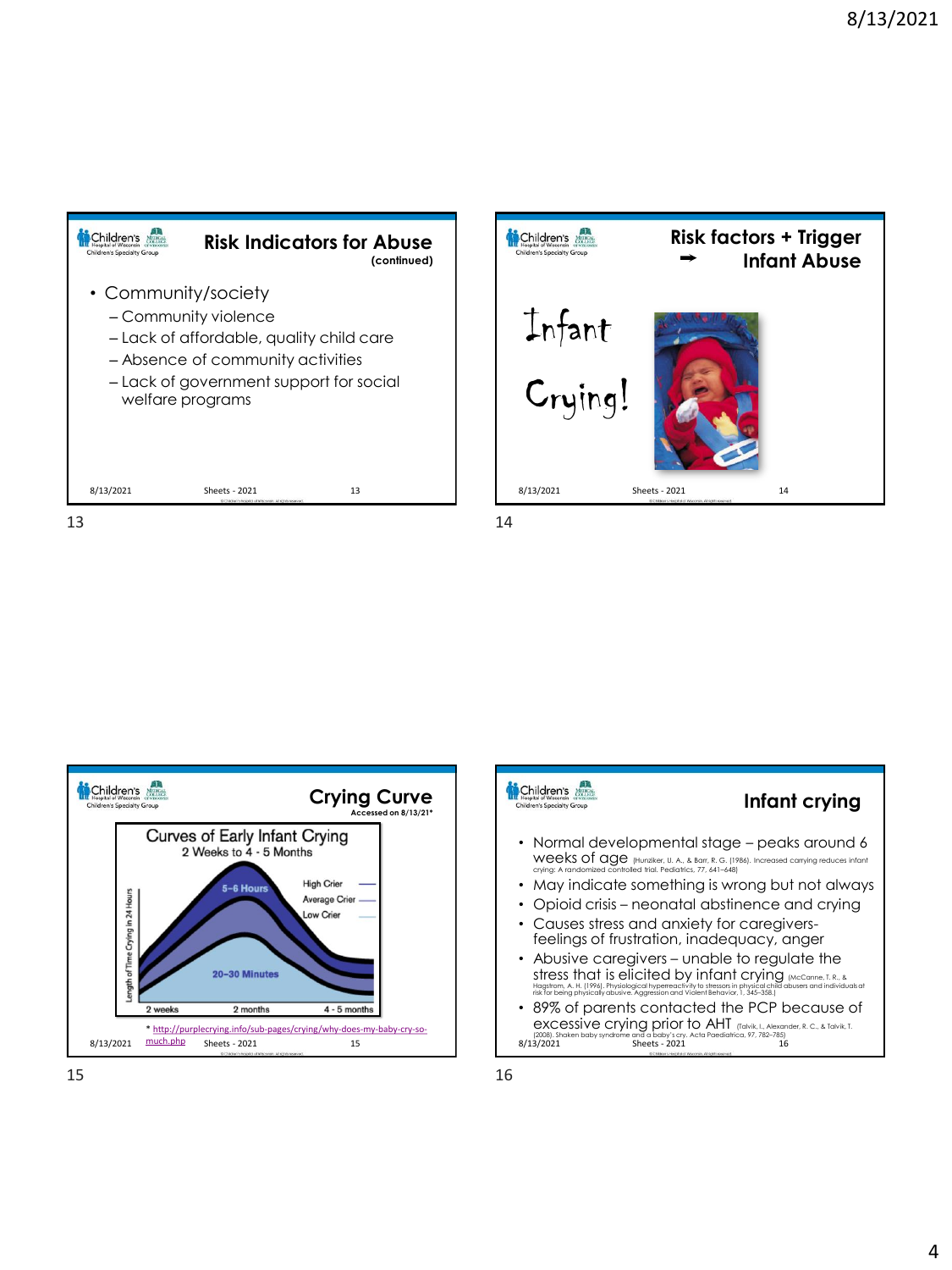## Risk Indicators for Abuse (continued)

- Community/society
  - Community violence
  - Lack of affordable, quality child care
  - Absence of community activities
  - Lack of government support for social welfare programs

## Risk factors + Trigger ➡ Infant Abuse

Infant Crying!

## Crying Curve

Accessed on 8/13/21*

Curves of Early Infant Crying
2 Weeks to 4 - 5 Months

Length of Time Crying in 24 Hours

5-6 Hours

20–30 Minutes

High Crier
Average Crier
Low Crier

2 weeks — 2 months — 4 - 5 months

* http://purplecrying.info/sub-pages/crying/why-does-my-baby-cry-so-much.php

## Infant crying

- Normal developmental stage – peaks around 6 weeks of age (Hunziker, U. A., & Barr, R. G. (1986). Increased carrying reduces infant crying: A randomized controlled trial. Pediatrics, 77, 641–648)
- May indicate something is wrong but not always
- Opioid crisis – neonatal abstinence and crying
- Causes stress and anxiety for caregivers- feelings of frustration, inadequacy, anger
- Abusive caregivers – unable to regulate the stress that is elicited by infant crying (McCanne, T. R., & Hagstrom, A. H. (1996). Physiological hyperreactivity to stressors in physical child abusers and individuals at risk for being physically abusive. Aggression and Violent Behavior, 1, 345–358.)
- 89% of parents contacted the PCP because of excessive crying prior to AHT (Talvik, I., Alexander, R. C., & Talvik, T. (2008). Shaken baby syndrome and a baby's cry. Acta Paediatrica, 97, 782–785)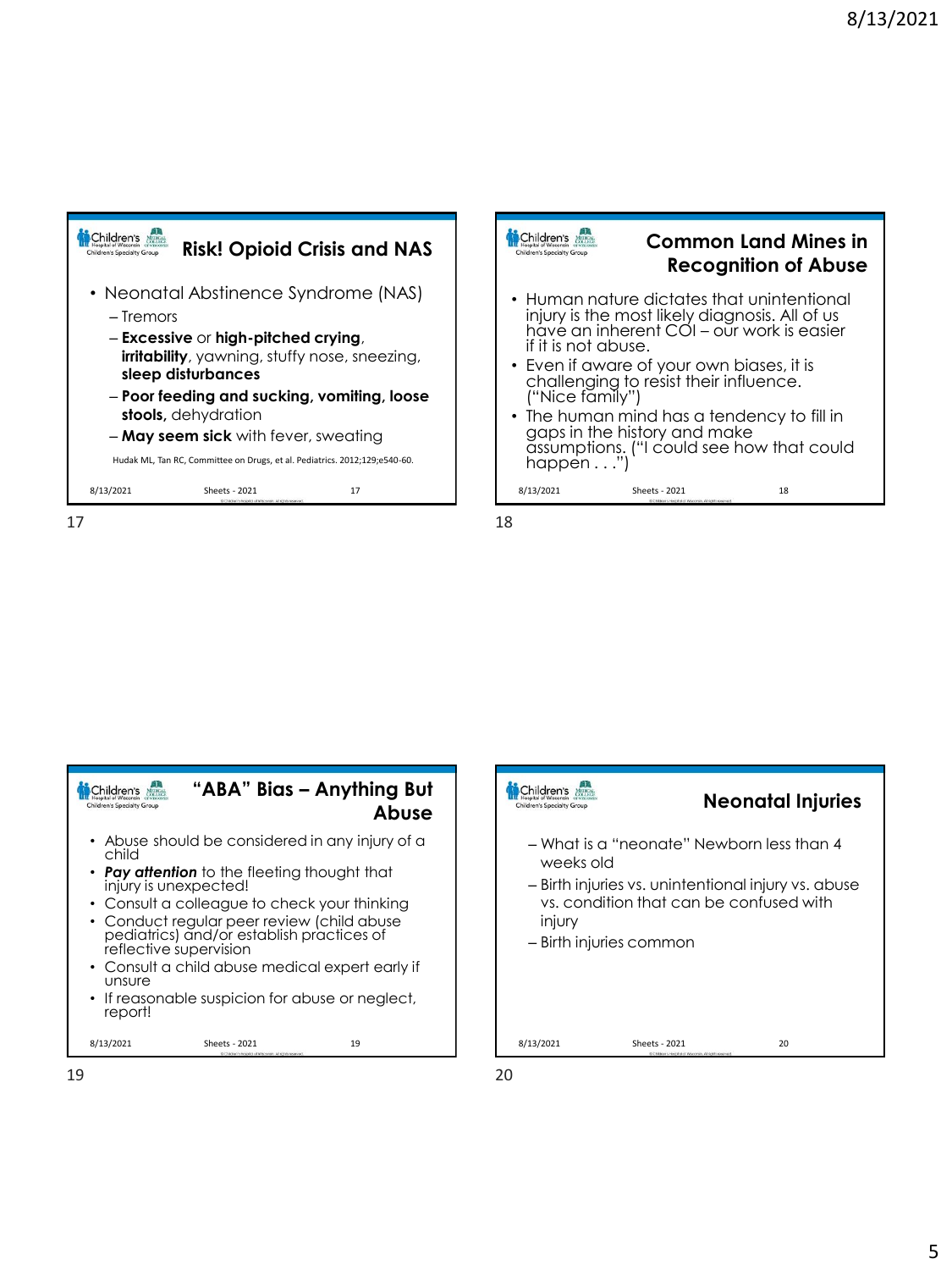## Risk! Opioid Crisis and NAS

- Neonatal Abstinence Syndrome (NAS)
  - Tremors
  - **Excessive** or **high-pitched crying**, **irritability**, yawning, stuffy nose, sneezing, **sleep disturbances**
  - **Poor feeding and sucking, vomiting, loose stools,** dehydration
  - **May seem sick** with fever, sweating

Hudak ML, Tan RC, Committee on Drugs, et al. Pediatrics. 2012;129;e540-60.

## Common Land Mines in Recognition of Abuse

- Human nature dictates that unintentional injury is the most likely diagnosis. All of us have an inherent COI – our work is easier if it is not abuse.
- Even if aware of your own biases, it is challenging to resist their influence. ("Nice family")
- The human mind has a tendency to fill in gaps in the history and make assumptions. ("I could see how that could happen . . .")

## "ABA" Bias – Anything But Abuse

- Abuse should be considered in any injury of a child
- ***Pay attention*** to the fleeting thought that injury is unexpected!
- Consult a colleague to check your thinking
- Conduct regular peer review (child abuse pediatrics) and/or establish practices of reflective supervision
- Consult a child abuse medical expert early if unsure
- If reasonable suspicion for abuse or neglect, report!

## Neonatal Injuries

- What is a "neonate" Newborn less than 4 weeks old
- Birth injuries vs. unintentional injury vs. abuse vs. condition that can be confused with injury
- Birth injuries common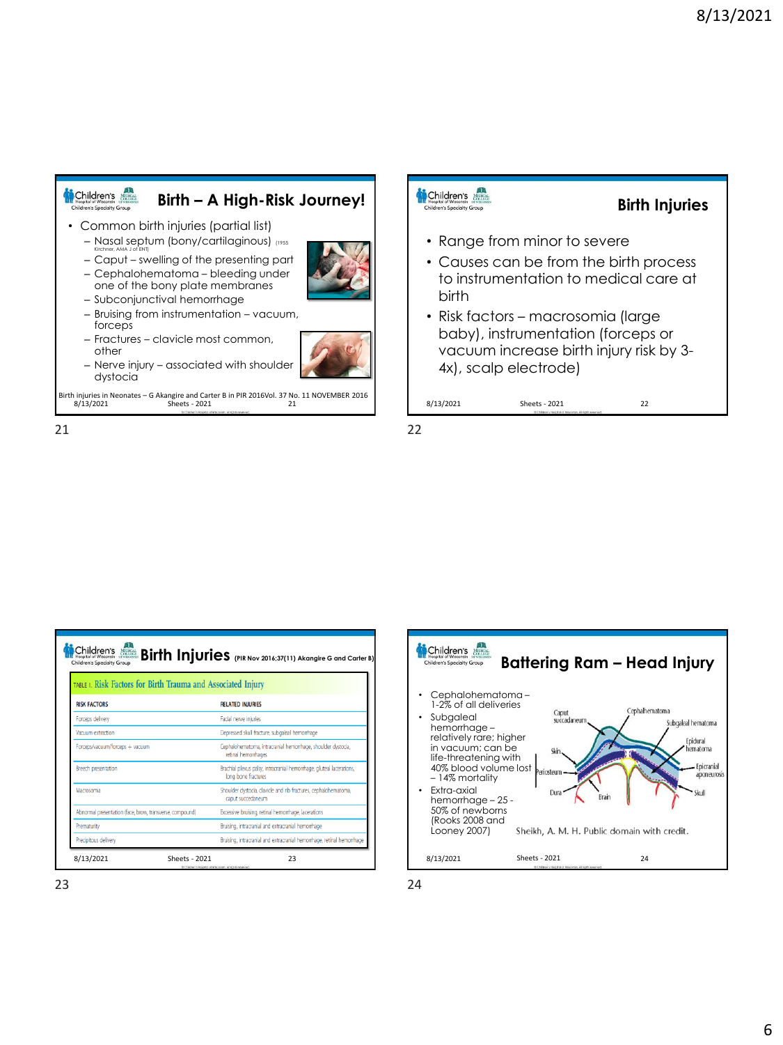## Birth – A High-Risk Journey!

- Common birth injuries (partial list)
  - Nasal septum (bony/cartilaginous) (1955 Kirchner, AMA J of ENT)
  - Caput – swelling of the presenting part
  - Cephalohematoma – bleeding under one of the bony plate membranes
  - Subconjunctival hemorrhage
  - Bruising from instrumentation – vacuum, forceps
  - Fractures – clavicle most common, other
  - Nerve injury – associated with shoulder dystocia

Birth injuries in Neonates – G Akangire and Carter B in PIR 2016Vol. 37 No. 11 NOVEMBER 2016

21

## Birth Injuries

- Range from minor to severe
- Causes can be from the birth process to instrumentation to medical care at birth
- Risk factors – macrosomia (large baby), instrumentation (forceps or vacuum increase birth injury risk by 3-4x), scalp electrode)

22

## Birth Injuries (PIR Nov 2016;37(11) Akangire G and Carter B)

TABLE 1. Risk Factors for Birth Trauma and Associated Injury

| RISK FACTORS | RELATED INJURIES |
| --- | --- |
| Forceps delivery | Facial nerve injuries |
| Vacuum extraction | Depressed skull fracture, subgaleal hemorrhage |
| Forceps/vacuum/forceps + vacuum | Cephalohematoma, intracranial hemorrhage, shoulder dystocia, retinal hemorrhages |
| Breech presentation | Brachial plexus palsy, intracranial hemorrhage, gluteal lacerations, long bone fractures |
| Macrosomia | Shoulder dystocia, clavicle and rib fractures, cephalohematoma, caput succedaneum |
| Abnormal presentation (face, brow, transverse, compound) | Excessive bruising, retinal hemorrhage, lacerations |
| Prematurity | Bruising, intracranial and extracranial hemorrhage |
| Precipitous delivery | Bruising, intracranial and extracranial hemorrhage, retinal hemorrhage |

23

## Battering Ram – Head Injury

- Cephalohematoma – 1-2% of all deliveries
- Subgaleal hemorrhage – relatively rare; higher in vacuum; can be life-threatening with 40% blood volume lost – 14% mortality
- Extra-axial hemorrhage – 25 - 50% of newborns (Rooks 2008 and Looney 2007)

Sheikh, A. M. H. Public domain with credit.

24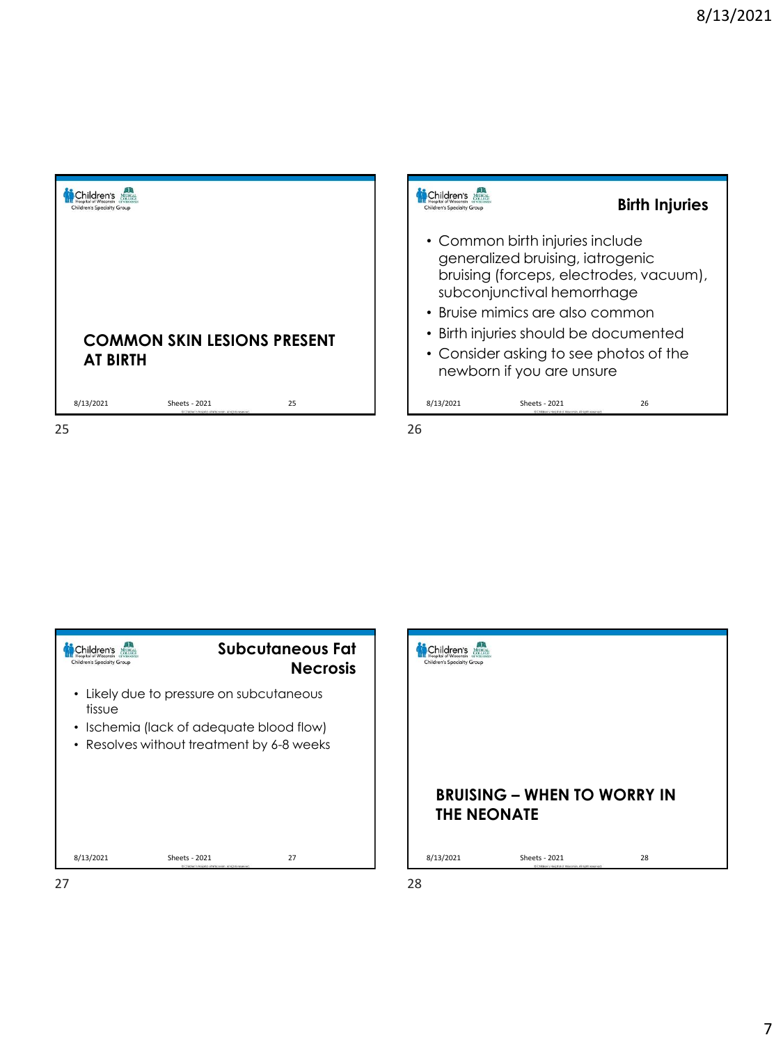## COMMON SKIN LESIONS PRESENT AT BIRTH

## Birth Injuries

- Common birth injuries include generalized bruising, iatrogenic bruising (forceps, electrodes, vacuum), subconjunctival hemorrhage
- Bruise mimics are also common
- Birth injuries should be documented
- Consider asking to see photos of the newborn if you are unsure

## Subcutaneous Fat Necrosis

- Likely due to pressure on subcutaneous tissue
- Ischemia (lack of adequate blood flow)
- Resolves without treatment by 6-8 weeks

## BRUISING – WHEN TO WORRY IN THE NEONATE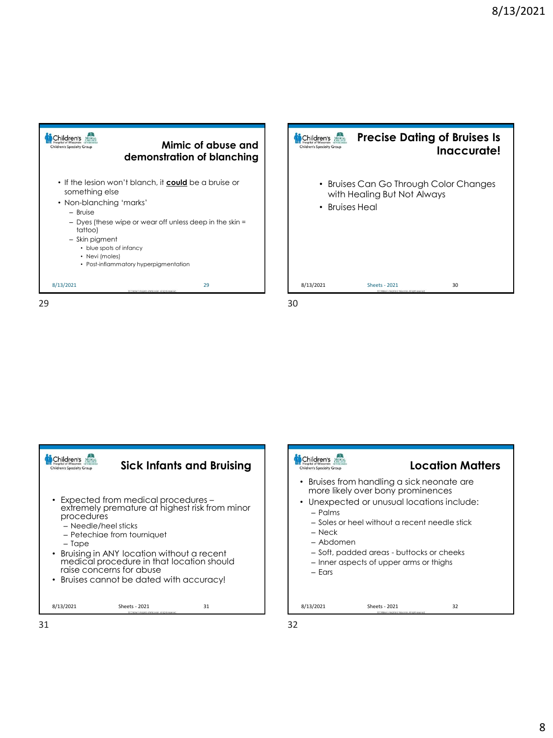## Mimic of abuse and demonstration of blanching

- If the lesion won't blanch, it **could** be a bruise or something else
- Non-blanching 'marks'
  - Bruise
  - Dyes (these wipe or wear off unless deep in the skin = tattoo)
  - Skin pigment
    - blue spots of infancy
    - Nevi (moles)
    - Post-inflammatory hyperpigmentation

## Precise Dating of Bruises Is Inaccurate!

- Bruises Can Go Through Color Changes with Healing But Not Always
- Bruises Heal

## Sick Infants and Bruising

- Expected from medical procedures – extremely premature at highest risk from minor procedures
  - Needle/heel sticks
  - Petechiae from tourniquet
  - Tape
- Bruising in ANY location without a recent medical procedure in that location should raise concerns for abuse
- Bruises cannot be dated with accuracy!

## Location Matters

- Bruises from handling a sick neonate are more likely over bony prominences
- Unexpected or unusual locations include:
  - Palms
  - Soles or heel without a recent needle stick
  - Neck
  - Abdomen
  - Soft, padded areas - buttocks or cheeks
  - Inner aspects of upper arms or thighs
  - Ears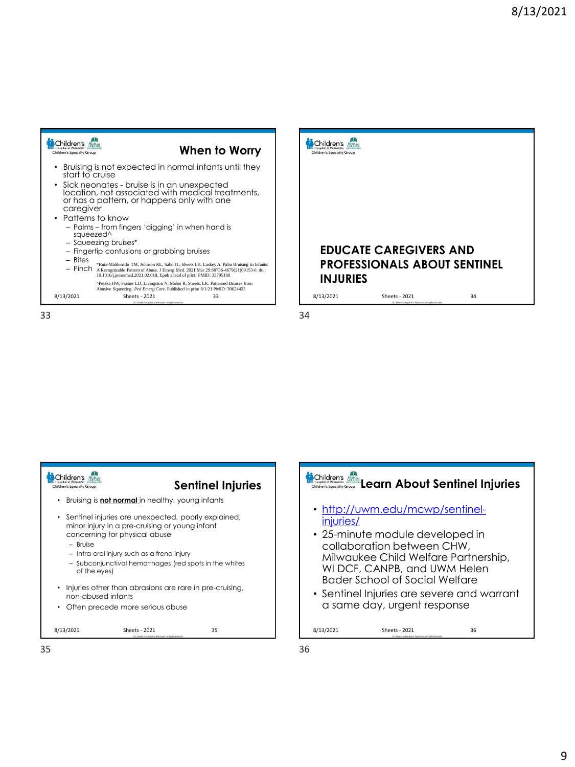## When to Worry

- Bruising is not expected in normal infants until they start to cruise
- Sick neonates - bruise is in an unexpected location, not associated with medical treatments, or has a pattern, or happens only with one caregiver
- Patterns to know
  - Palms – from fingers 'digging' in when hand is squeezed^
  - Squeezing bruises*
  - Fingertip contusions or grabbing bruises
  - Bites
  - Pinch

*Ruiz-Maldonado TM, Johnson KL, Sabo JL, Sheets LK, Laskey A. Palm Bruising in Infants: A Recognizable Pattern of Abuse. J Emerg Med. 2021 Mar 29:S0736-4679(21)00153-0. doi: 10.1016/j.jemermed.2021.02.018. Epub ahead of print. PMID: 33795168

^Petska HW, Frasier LD, Livingston N, Moles R, Sheets, LK. Patterned Bruises from Abusive Squeezing. *Ped Emerg Care*. Published in print 6/1/21 PMID: 30624423

## EDUCATE CAREGIVERS AND PROFESSIONALS ABOUT SENTINEL INJURIES

## Sentinel Injuries

- Bruising is **not normal** in healthy, young infants
- Sentinel injuries are unexpected, poorly explained, minor injury in a pre-cruising or young infant concerning for physical abuse
  - Bruise
  - Intra-oral injury such as a frena injury
  - Subconjunctival hemorrhages (red spots in the whites of the eyes)
- Injuries other than abrasions are rare in pre-cruising, non-abused infants
- Often precede more serious abuse

## Learn About Sentinel Injuries

- http://uwm.edu/mcwp/sentinel-injuries/
- 25-minute module developed in collaboration between CHW, Milwaukee Child Welfare Partnership, WI DCF, CANPB, and UWM Helen Bader School of Social Welfare
- Sentinel Injuries are severe and warrant a same day, urgent response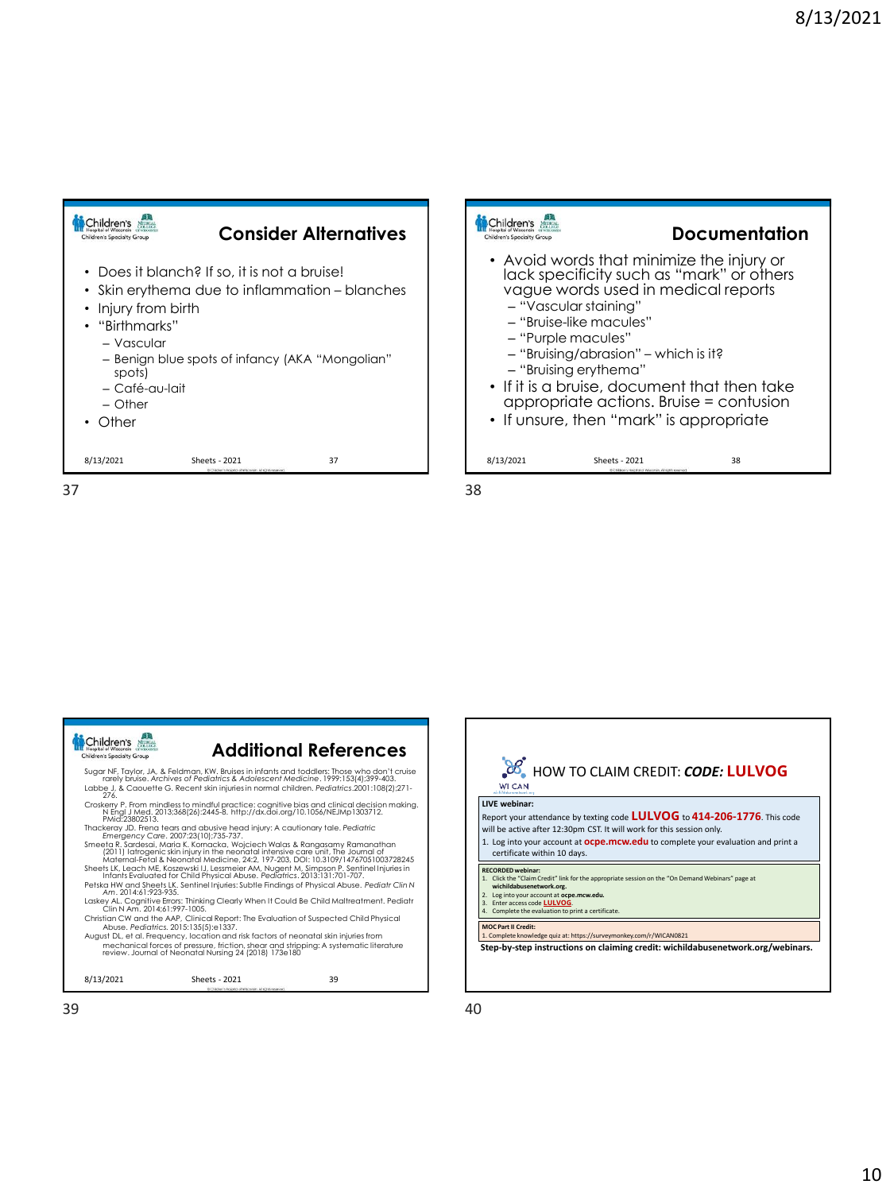## Consider Alternatives

- Does it blanch? If so, it is not a bruise!
- Skin erythema due to inflammation – blanches
- Injury from birth
- "Birthmarks"
  - Vascular
  - Benign blue spots of infancy (AKA "Mongolian" spots)
  - Café-au-lait
  - Other
- Other

8/13/2021 Sheets - 2021 37

## Documentation

- Avoid words that minimize the injury or lack specificity such as "mark" or others vague words used in medical reports
  - "Vascular staining"
  - "Bruise-like macules"
  - "Purple macules"
  - "Bruising/abrasion" – which is it?
  - "Bruising erythema"
- If it is a bruise, document that then take appropriate actions. Bruise = contusion
- If unsure, then "mark" is appropriate

8/13/2021 Sheets - 2021 38

## Additional References

Sugar NF, Taylor, JA, & Feldman, KW. Bruises in infants and toddlers: Those who don't cruise rarely bruise. *Archives of Pediatrics & Adolescent Medicine*. 1999:153(4):399-403.

Labbe J, & Caouette G. Recent skin injuries in normal children. *Pediatrics*.2001:108(2):271-276.

Croskerry P. From mindless to mindful practice: cognitive bias and clinical decision making. N Engl J Med. 2013;368(26):2445-8. http://dx.doi.org/10.1056/NEJMp1303712. PMid:23802513.

Thackeray JD. Frena tears and abusive head injury: A cautionary tale. *Pediatric Emergency Care*. 2007:23(10):735-737.

Smeeta R. Sardesai, Maria K. Kornacka, Wojciech Walas & Rangasamy Ramanathan (2011) Iatrogenic skin injury in the neonatal intensive care unit, The Journal of Maternal-Fetal & Neonatal Medicine, 24:2, 197-203, DOI: 10.3109/14767051003728245

Sheets LK, Leach ME, Koszewski IJ, Lessmeier AM, Nugent M, Simpson P. Sentinel Injuries in Infants Evaluated for Child Physical Abuse. *Pediatrics*. 2013:131:701-707.

Petska HW and Sheets LK. Sentinel Injuries: Subtle Findings of Physical Abuse. *Pediatr Clin N Am*. 2014:61:923-935.

Laskey AL. Cognitive Errors: Thinking Clearly When It Could Be Child Maltreatment. Pediatr Clin N Am. 2014:61:997-1005.

Christian CW and the AAP, Clinical Report: The Evaluation of Suspected Child Physical Abuse. *Pediatrics*. 2015:135(5):e1337.

August DL, et al. Frequency, location and risk factors of neonatal skin injuries from mechanical forces of pressure, friction, shear and stripping: A systematic literature review. Journal of Neonatal Nursing 24 (2018) 173e180

8/13/2021 Sheets - 2021 39

## HOW TO CLAIM CREDIT: ***CODE:* LULVOG**

WI CAN

**LIVE webinar:**

Report your attendance by texting code **LULVOG** to **414-206-1776**. This code will be active after 12:30pm CST. It will work for this session only.

1. Log into your account at **ocpe.mcw.edu** to complete your evaluation and print a certificate within 10 days.

**RECORDED webinar:**

1. Click the "Claim Credit" link for the appropriate session on the "On Demand Webinars" page at **wichildabusenetwork.org**.
2. Log into your account at **ocpe.mcw.edu.**
3. Enter access code **LULVOG**.
4. Complete the evaluation to print a certificate.

**MOC Part II Credit:**

1. Complete knowledge quiz at: https://surveymonkey.com/r/WICAN0821

**Step-by-step instructions on claiming credit: wichildabusenetwork.org/webinars.**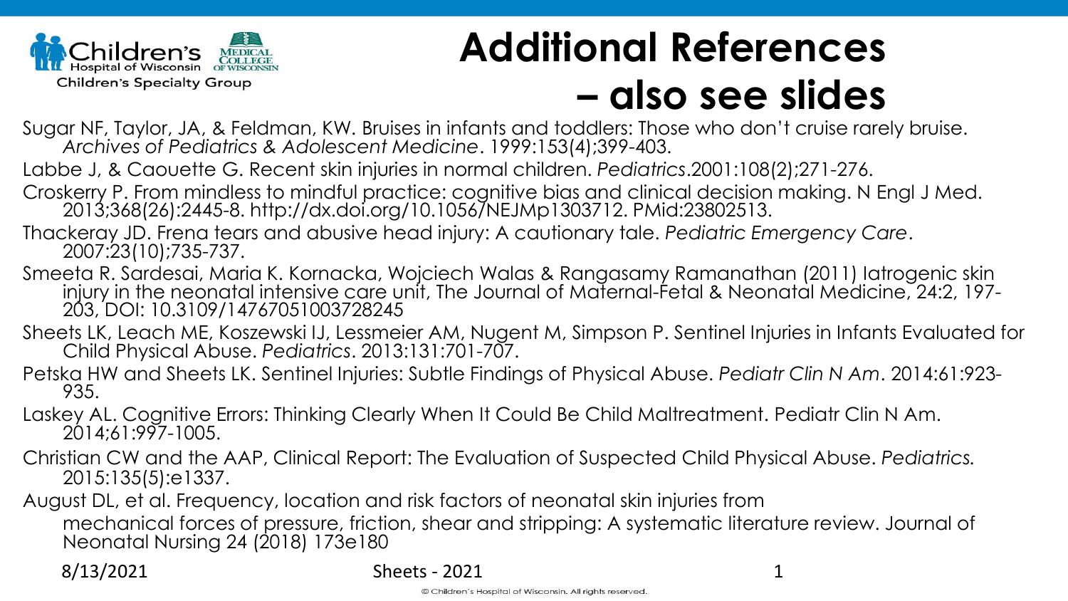# Additional References – also see slides

Sugar NF, Taylor, JA, & Feldman, KW. Bruises in infants and toddlers: Those who don't cruise rarely bruise. *Archives of Pediatrics & Adolescent Medicine*. 1999:153(4);399-403.

Labbe J, & Caouette G. Recent skin injuries in normal children. *Pediatrics*.2001:108(2);271-276.

Croskerry P. From mindless to mindful practice: cognitive bias and clinical decision making. N Engl J Med. 2013;368(26):2445-8. http://dx.doi.org/10.1056/NEJMp1303712. PMid:23802513.

Thackeray JD. Frena tears and abusive head injury: A cautionary tale. *Pediatric Emergency Care*. 2007:23(10);735-737.

Smeeta R. Sardesai, Maria K. Kornacka, Wojciech Walas & Rangasamy Ramanathan (2011) Iatrogenic skin injury in the neonatal intensive care unit, The Journal of Maternal-Fetal & Neonatal Medicine, 24:2, 197-203, DOI: 10.3109/14767051003728245

Sheets LK, Leach ME, Koszewski IJ, Lessmeier AM, Nugent M, Simpson P. Sentinel Injuries in Infants Evaluated for Child Physical Abuse. *Pediatrics*. 2013:131:701-707.

Petska HW and Sheets LK. Sentinel Injuries: Subtle Findings of Physical Abuse. *Pediatr Clin N Am*. 2014:61:923-935.

Laskey AL. Cognitive Errors: Thinking Clearly When It Could Be Child Maltreatment. Pediatr Clin N Am. 2014;61:997-1005.

Christian CW and the AAP, Clinical Report: The Evaluation of Suspected Child Physical Abuse. *Pediatrics.* 2015:135(5):e1337.

August DL, et al. Frequency, location and risk factors of neonatal skin injuries from mechanical forces of pressure, friction, shear and stripping: A systematic literature review. Journal of Neonatal Nursing 24 (2018) 173e180